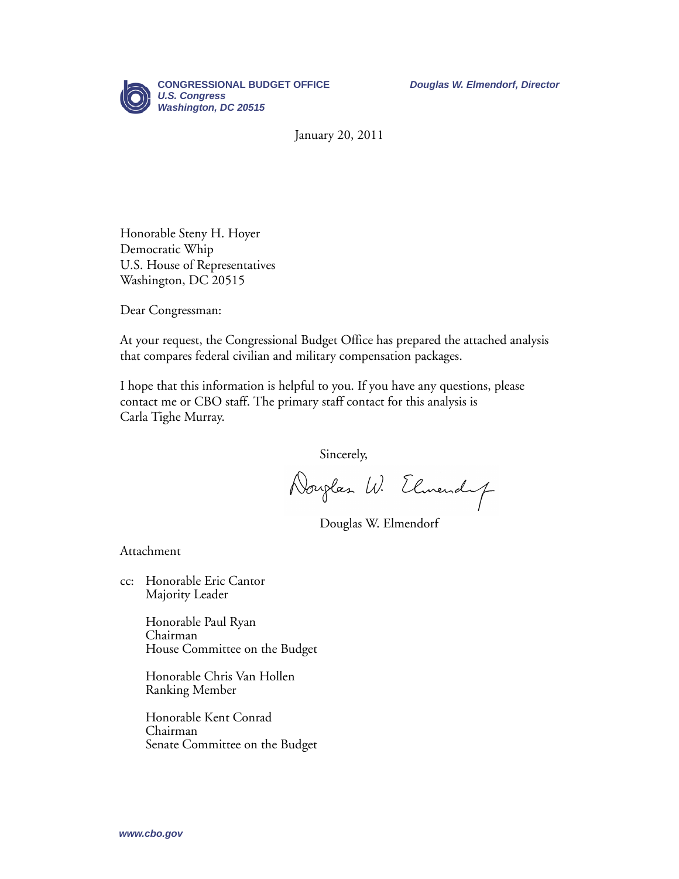**CONGRESSIONAL BUDGET OFFICE**
*U.S. Congress*
*Washington, DC 20515*

***Douglas W. Elmendorf, Director***

January 20, 2011

Honorable Steny H. Hoyer
Democratic Whip
U.S. House of Representatives
Washington, DC 20515

Dear Congressman:

At your request, the Congressional Budget Office has prepared the attached analysis that compares federal civilian and military compensation packages.

I hope that this information is helpful to you. If you have any questions, please contact me or CBO staff. The primary staff contact for this analysis is Carla Tighe Murray.

Sincerely,

Douglas W. Elmendorf

Attachment

cc: Honorable Eric Cantor
Majority Leader

Honorable Paul Ryan
Chairman
House Committee on the Budget

Honorable Chris Van Hollen
Ranking Member

Honorable Kent Conrad
Chairman
Senate Committee on the Budget

*www.cbo.gov*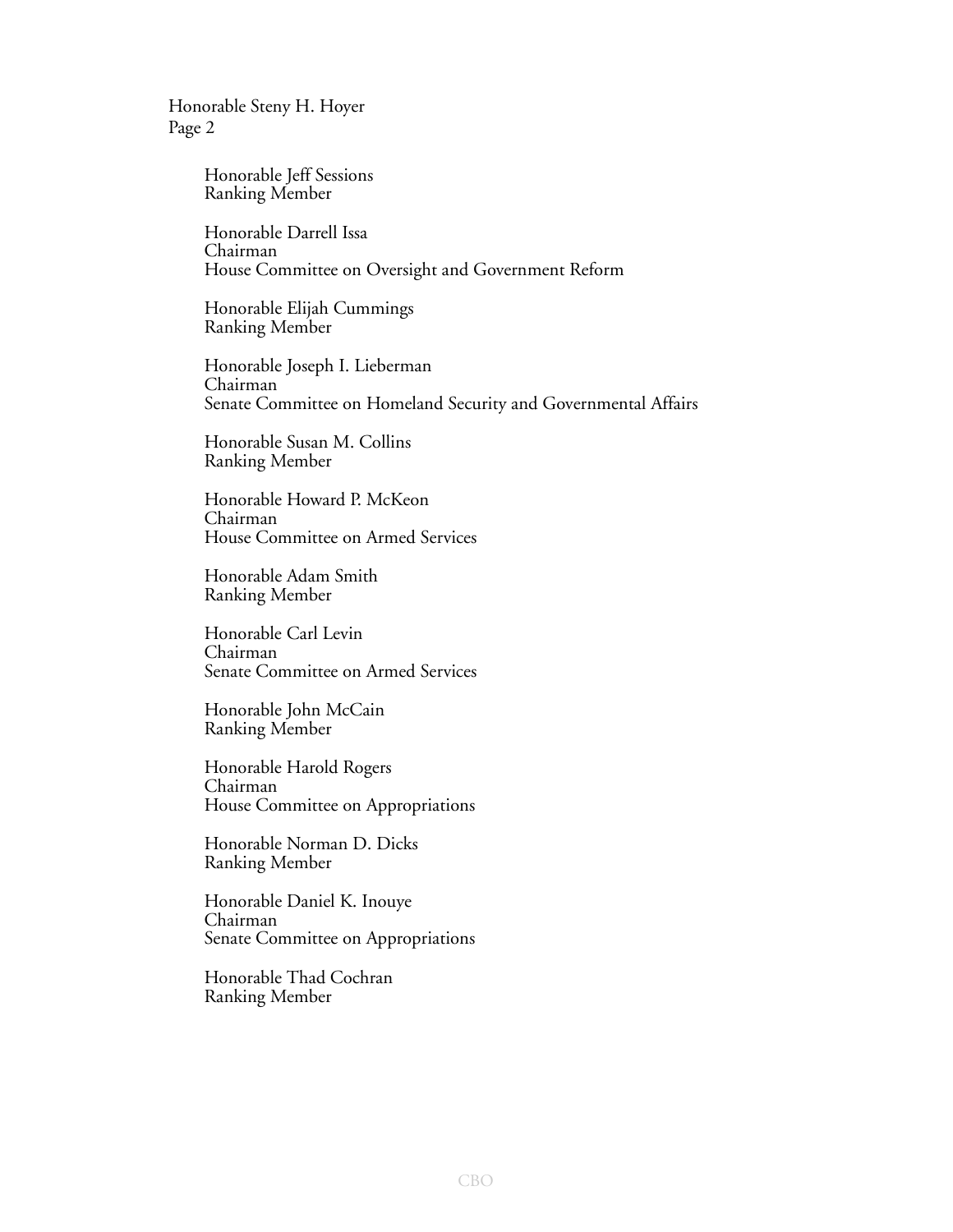Honorable Steny H. Hoyer
Page 2

Honorable Jeff Sessions
Ranking Member

Honorable Darrell Issa
Chairman
House Committee on Oversight and Government Reform

Honorable Elijah Cummings
Ranking Member

Honorable Joseph I. Lieberman
Chairman
Senate Committee on Homeland Security and Governmental Affairs

Honorable Susan M. Collins
Ranking Member

Honorable Howard P. McKeon
Chairman
House Committee on Armed Services

Honorable Adam Smith
Ranking Member

Honorable Carl Levin
Chairman
Senate Committee on Armed Services

Honorable John McCain
Ranking Member

Honorable Harold Rogers
Chairman
House Committee on Appropriations

Honorable Norman D. Dicks
Ranking Member

Honorable Daniel K. Inouye
Chairman
Senate Committee on Appropriations

Honorable Thad Cochran
Ranking Member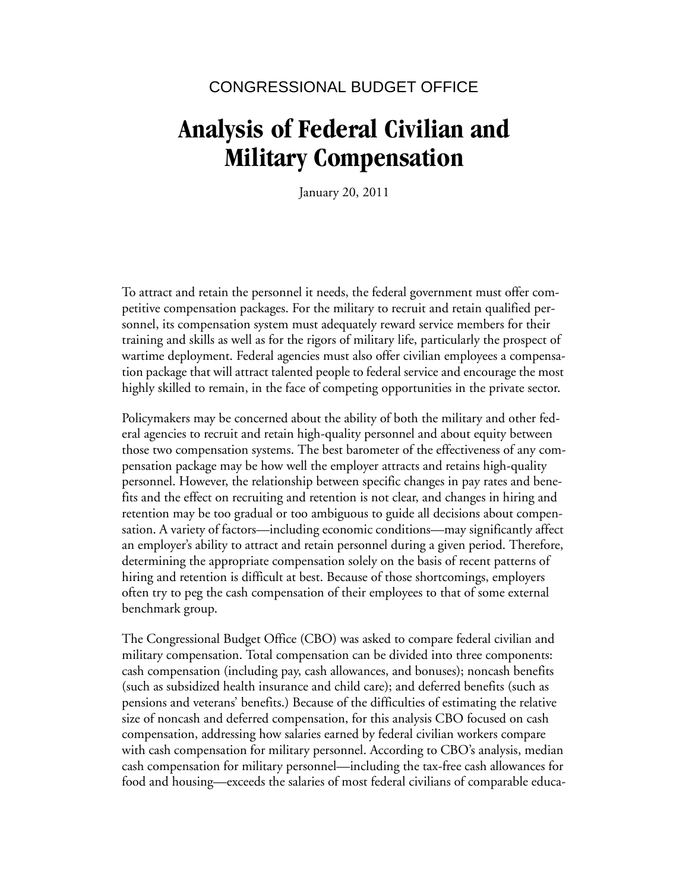CONGRESSIONAL BUDGET OFFICE

# Analysis of Federal Civilian and Military Compensation

January 20, 2011

To attract and retain the personnel it needs, the federal government must offer competitive compensation packages. For the military to recruit and retain qualified personnel, its compensation system must adequately reward service members for their training and skills as well as for the rigors of military life, particularly the prospect of wartime deployment. Federal agencies must also offer civilian employees a compensation package that will attract talented people to federal service and encourage the most highly skilled to remain, in the face of competing opportunities in the private sector.

Policymakers may be concerned about the ability of both the military and other federal agencies to recruit and retain high-quality personnel and about equity between those two compensation systems. The best barometer of the effectiveness of any compensation package may be how well the employer attracts and retains high-quality personnel. However, the relationship between specific changes in pay rates and benefits and the effect on recruiting and retention is not clear, and changes in hiring and retention may be too gradual or too ambiguous to guide all decisions about compensation. A variety of factors—including economic conditions—may significantly affect an employer's ability to attract and retain personnel during a given period. Therefore, determining the appropriate compensation solely on the basis of recent patterns of hiring and retention is difficult at best. Because of those shortcomings, employers often try to peg the cash compensation of their employees to that of some external benchmark group.

The Congressional Budget Office (CBO) was asked to compare federal civilian and military compensation. Total compensation can be divided into three components: cash compensation (including pay, cash allowances, and bonuses); noncash benefits (such as subsidized health insurance and child care); and deferred benefits (such as pensions and veterans' benefits.) Because of the difficulties of estimating the relative size of noncash and deferred compensation, for this analysis CBO focused on cash compensation, addressing how salaries earned by federal civilian workers compare with cash compensation for military personnel. According to CBO's analysis, median cash compensation for military personnel—including the tax-free cash allowances for food and housing—exceeds the salaries of most federal civilians of comparable educa-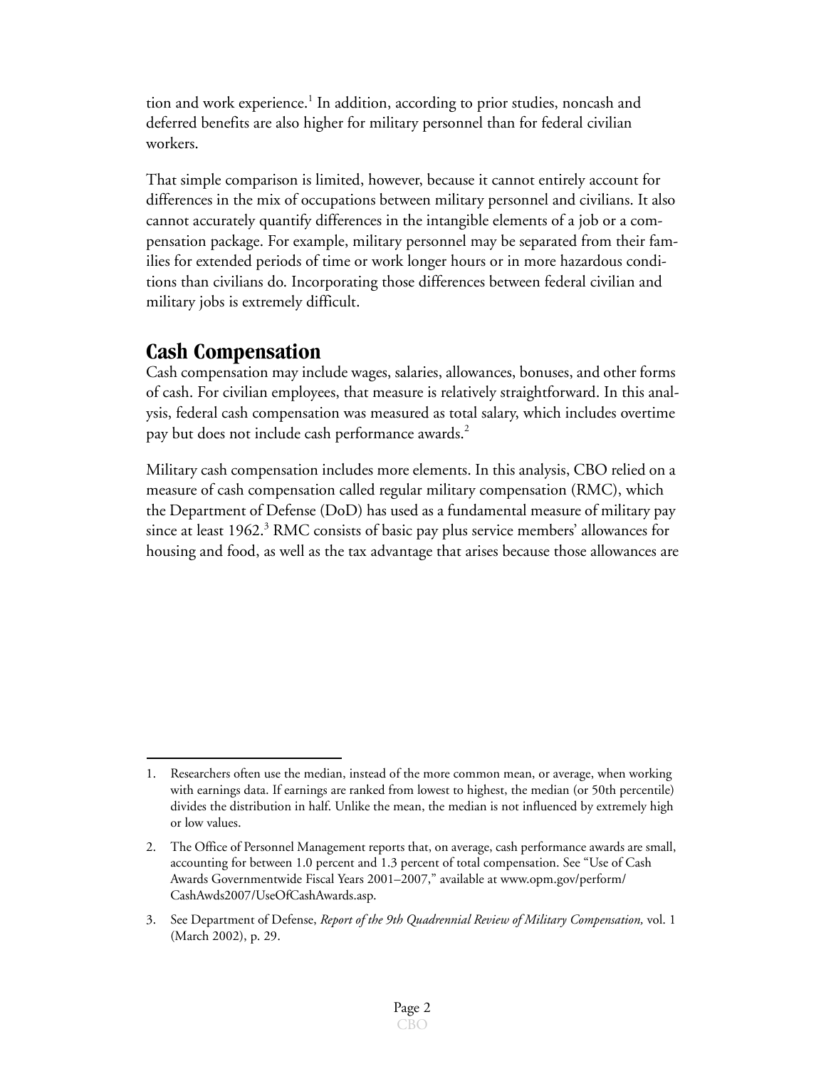tion and work experience.[1] In addition, according to prior studies, noncash and deferred benefits are also higher for military personnel than for federal civilian workers.

That simple comparison is limited, however, because it cannot entirely account for differences in the mix of occupations between military personnel and civilians. It also cannot accurately quantify differences in the intangible elements of a job or a compensation package. For example, military personnel may be separated from their families for extended periods of time or work longer hours or in more hazardous conditions than civilians do. Incorporating those differences between federal civilian and military jobs is extremely difficult.

## Cash Compensation

Cash compensation may include wages, salaries, allowances, bonuses, and other forms of cash. For civilian employees, that measure is relatively straightforward. In this analysis, federal cash compensation was measured as total salary, which includes overtime pay but does not include cash performance awards.[2]

Military cash compensation includes more elements. In this analysis, CBO relied on a measure of cash compensation called regular military compensation (RMC), which the Department of Defense (DoD) has used as a fundamental measure of military pay since at least 1962.[3] RMC consists of basic pay plus service members' allowances for housing and food, as well as the tax advantage that arises because those allowances are

---

1. Researchers often use the median, instead of the more common mean, or average, when working with earnings data. If earnings are ranked from lowest to highest, the median (or 50th percentile) divides the distribution in half. Unlike the mean, the median is not influenced by extremely high or low values.

2. The Office of Personnel Management reports that, on average, cash performance awards are small, accounting for between 1.0 percent and 1.3 percent of total compensation. See "Use of Cash Awards Governmentwide Fiscal Years 2001–2007," available at www.opm.gov/perform/CashAwds2007/UseOfCashAwards.asp.

3. See Department of Defense, *Report of the 9th Quadrennial Review of Military Compensation,* vol. 1 (March 2002), p. 29.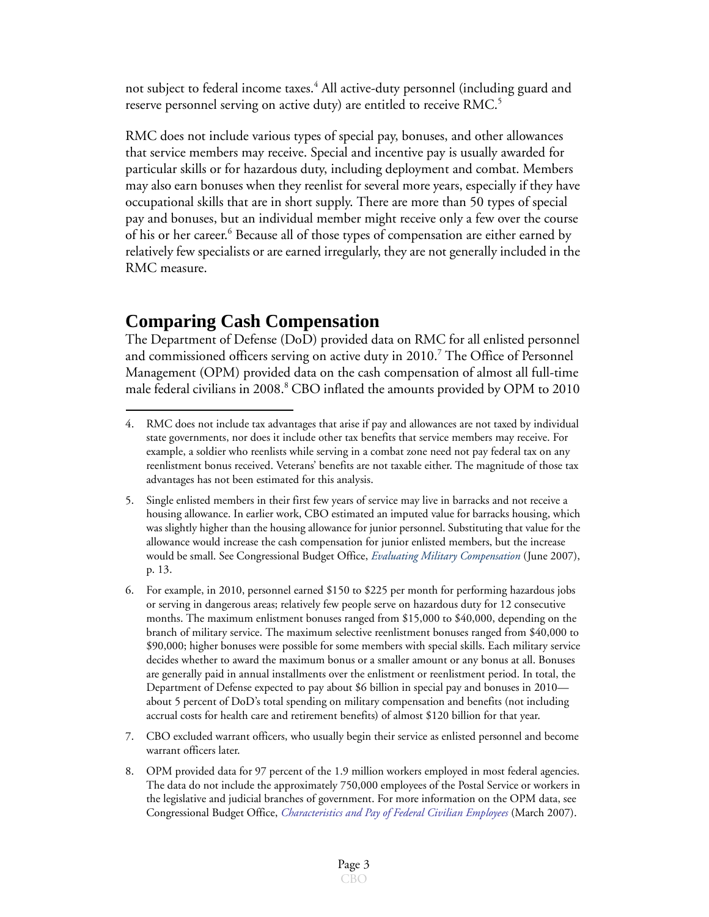not subject to federal income taxes.[4] All active-duty personnel (including guard and reserve personnel serving on active duty) are entitled to receive RMC.[5]

RMC does not include various types of special pay, bonuses, and other allowances that service members may receive. Special and incentive pay is usually awarded for particular skills or for hazardous duty, including deployment and combat. Members may also earn bonuses when they reenlist for several more years, especially if they have occupational skills that are in short supply. There are more than 50 types of special pay and bonuses, but an individual member might receive only a few over the course of his or her career.[6] Because all of those types of compensation are either earned by relatively few specialists or are earned irregularly, they are not generally included in the RMC measure.

## Comparing Cash Compensation

The Department of Defense (DoD) provided data on RMC for all enlisted personnel and commissioned officers serving on active duty in 2010.[7] The Office of Personnel Management (OPM) provided data on the cash compensation of almost all full-time male federal civilians in 2008.[8] CBO inflated the amounts provided by OPM to 2010

---

4. RMC does not include tax advantages that arise if pay and allowances are not taxed by individual state governments, nor does it include other tax benefits that service members may receive. For example, a soldier who reenlists while serving in a combat zone need not pay federal tax on any reenlistment bonus received. Veterans' benefits are not taxable either. The magnitude of those tax advantages has not been estimated for this analysis.

5. Single enlisted members in their first few years of service may live in barracks and not receive a housing allowance. In earlier work, CBO estimated an imputed value for barracks housing, which was slightly higher than the housing allowance for junior personnel. Substituting that value for the allowance would increase the cash compensation for junior enlisted members, but the increase would be small. See Congressional Budget Office, *Evaluating Military Compensation* (June 2007), p. 13.

6. For example, in 2010, personnel earned $150 to $225 per month for performing hazardous jobs or serving in dangerous areas; relatively few people serve on hazardous duty for 12 consecutive months. The maximum enlistment bonuses ranged from $15,000 to $40,000, depending on the branch of military service. The maximum selective reenlistment bonuses ranged from $40,000 to $90,000; higher bonuses were possible for some members with special skills. Each military service decides whether to award the maximum bonus or a smaller amount or any bonus at all. Bonuses are generally paid in annual installments over the enlistment or reenlistment period. In total, the Department of Defense expected to pay about $6 billion in special pay and bonuses in 2010—about 5 percent of DoD's total spending on military compensation and benefits (not including accrual costs for health care and retirement benefits) of almost $120 billion for that year.

7. CBO excluded warrant officers, who usually begin their service as enlisted personnel and become warrant officers later.

8. OPM provided data for 97 percent of the 1.9 million workers employed in most federal agencies. The data do not include the approximately 750,000 employees of the Postal Service or workers in the legislative and judicial branches of government. For more information on the OPM data, see Congressional Budget Office, *Characteristics and Pay of Federal Civilian Employees* (March 2007).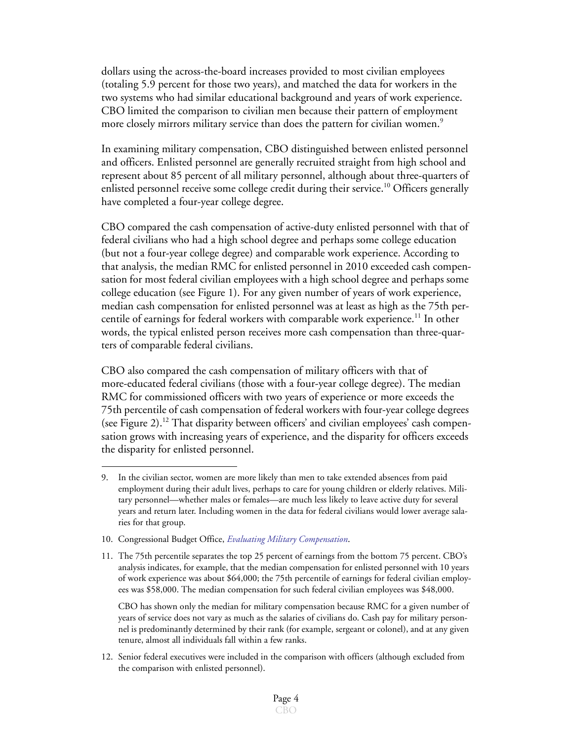dollars using the across-the-board increases provided to most civilian employees (totaling 5.9 percent for those two years), and matched the data for workers in the two systems who had similar educational background and years of work experience. CBO limited the comparison to civilian men because their pattern of employment more closely mirrors military service than does the pattern for civilian women.[9]

In examining military compensation, CBO distinguished between enlisted personnel and officers. Enlisted personnel are generally recruited straight from high school and represent about 85 percent of all military personnel, although about three-quarters of enlisted personnel receive some college credit during their service.[10] Officers generally have completed a four-year college degree.

CBO compared the cash compensation of active-duty enlisted personnel with that of federal civilians who had a high school degree and perhaps some college education (but not a four-year college degree) and comparable work experience. According to that analysis, the median RMC for enlisted personnel in 2010 exceeded cash compensation for most federal civilian employees with a high school degree and perhaps some college education (see Figure 1). For any given number of years of work experience, median cash compensation for enlisted personnel was at least as high as the 75th percentile of earnings for federal workers with comparable work experience.[11] In other words, the typical enlisted person receives more cash compensation than three-quarters of comparable federal civilians.

CBO also compared the cash compensation of military officers with that of more-educated federal civilians (those with a four-year college degree). The median RMC for commissioned officers with two years of experience or more exceeds the 75th percentile of cash compensation of federal workers with four-year college degrees (see Figure 2).[12] That disparity between officers' and civilian employees' cash compensation grows with increasing years of experience, and the disparity for officers exceeds the disparity for enlisted personnel.

---

9. In the civilian sector, women are more likely than men to take extended absences from paid employment during their adult lives, perhaps to care for young children or elderly relatives. Military personnel—whether males or females—are much less likely to leave active duty for several years and return later. Including women in the data for federal civilians would lower average salaries for that group.

10. Congressional Budget Office, *Evaluating Military Compensation*.

11. The 75th percentile separates the top 25 percent of earnings from the bottom 75 percent. CBO's analysis indicates, for example, that the median compensation for enlisted personnel with 10 years of work experience was about $64,000; the 75th percentile of earnings for federal civilian employees was $58,000. The median compensation for such federal civilian employees was $48,000.

    CBO has shown only the median for military compensation because RMC for a given number of years of service does not vary as much as the salaries of civilians do. Cash pay for military personnel is predominantly determined by their rank (for example, sergeant or colonel), and at any given tenure, almost all individuals fall within a few ranks.

12. Senior federal executives were included in the comparison with officers (although excluded from the comparison with enlisted personnel).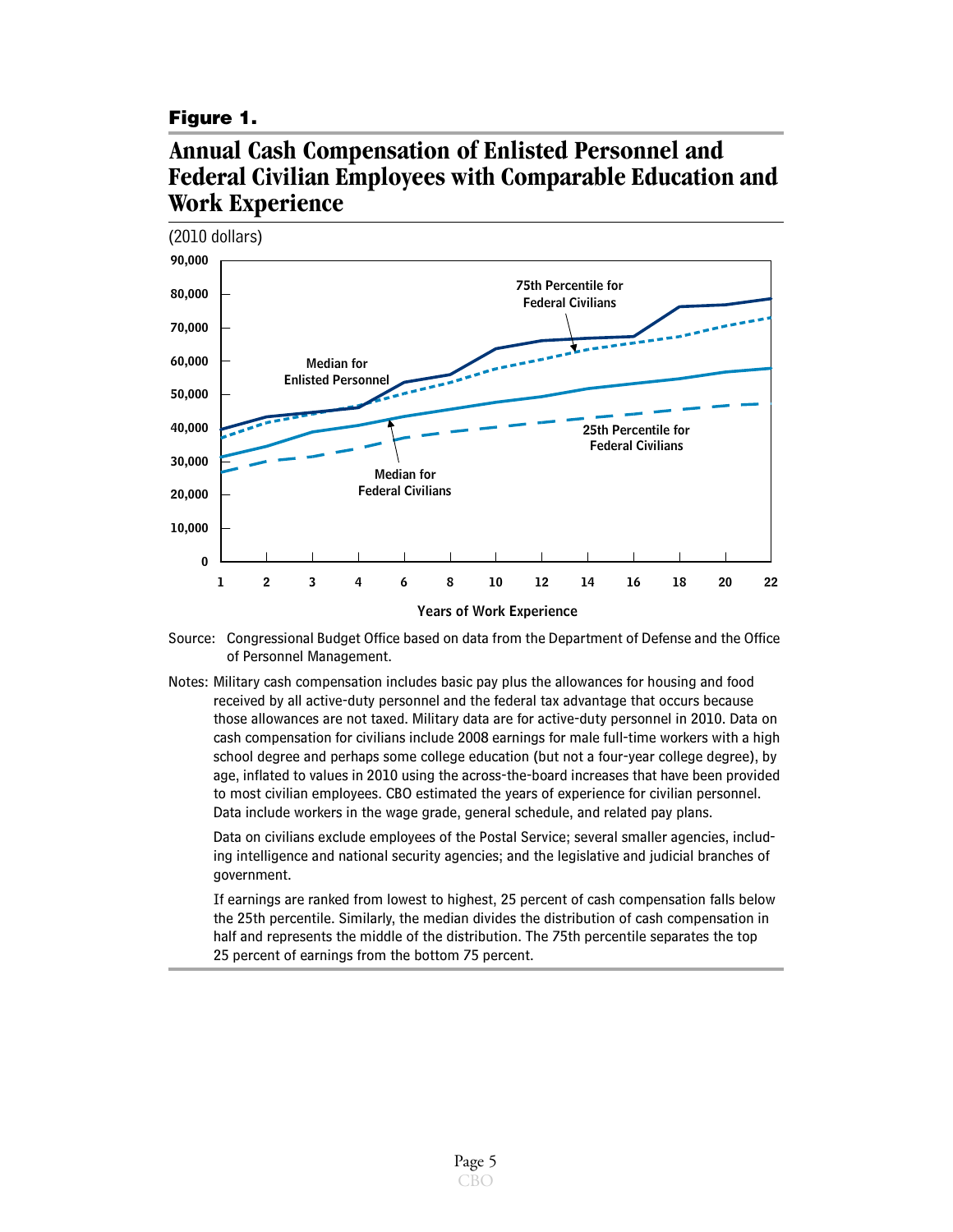**Figure 1.**

## Annual Cash Compensation of Enlisted Personnel and Federal Civilian Employees with Comparable Education and Work Experience

(2010 dollars)

Source: Congressional Budget Office based on data from the Department of Defense and the Office of Personnel Management.

Notes: Military cash compensation includes basic pay plus the allowances for housing and food received by all active-duty personnel and the federal tax advantage that occurs because those allowances are not taxed. Military data are for active-duty personnel in 2010. Data on cash compensation for civilians include 2008 earnings for male full-time workers with a high school degree and perhaps some college education (but not a four-year college degree), by age, inflated to values in 2010 using the across-the-board increases that have been provided to most civilian employees. CBO estimated the years of experience for civilian personnel. Data include workers in the wage grade, general schedule, and related pay plans.

Data on civilians exclude employees of the Postal Service; several smaller agencies, including intelligence and national security agencies; and the legislative and judicial branches of government.

If earnings are ranked from lowest to highest, 25 percent of cash compensation falls below the 25th percentile. Similarly, the median divides the distribution of cash compensation in half and represents the middle of the distribution. The 75th percentile separates the top 25 percent of earnings from the bottom 75 percent.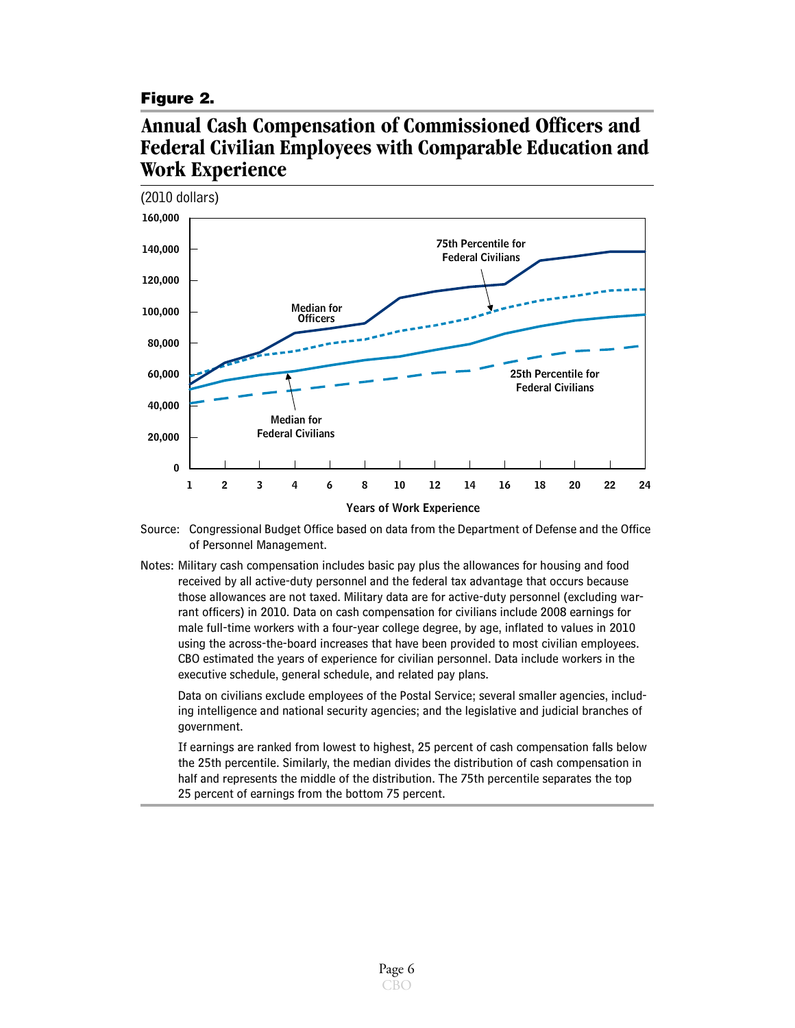**Figure 2.**

## Annual Cash Compensation of Commissioned Officers and Federal Civilian Employees with Comparable Education and Work Experience

(2010 dollars)

Source: Congressional Budget Office based on data from the Department of Defense and the Office of Personnel Management.

Notes: Military cash compensation includes basic pay plus the allowances for housing and food received by all active-duty personnel and the federal tax advantage that occurs because those allowances are not taxed. Military data are for active-duty personnel (excluding warrant officers) in 2010. Data on cash compensation for civilians include 2008 earnings for male full-time workers with a four-year college degree, by age, inflated to values in 2010 using the across-the-board increases that have been provided to most civilian employees. CBO estimated the years of experience for civilian personnel. Data include workers in the executive schedule, general schedule, and related pay plans.

Data on civilians exclude employees of the Postal Service; several smaller agencies, including intelligence and national security agencies; and the legislative and judicial branches of government.

If earnings are ranked from lowest to highest, 25 percent of cash compensation falls below the 25th percentile. Similarly, the median divides the distribution of cash compensation in half and represents the middle of the distribution. The 75th percentile separates the top 25 percent of earnings from the bottom 75 percent.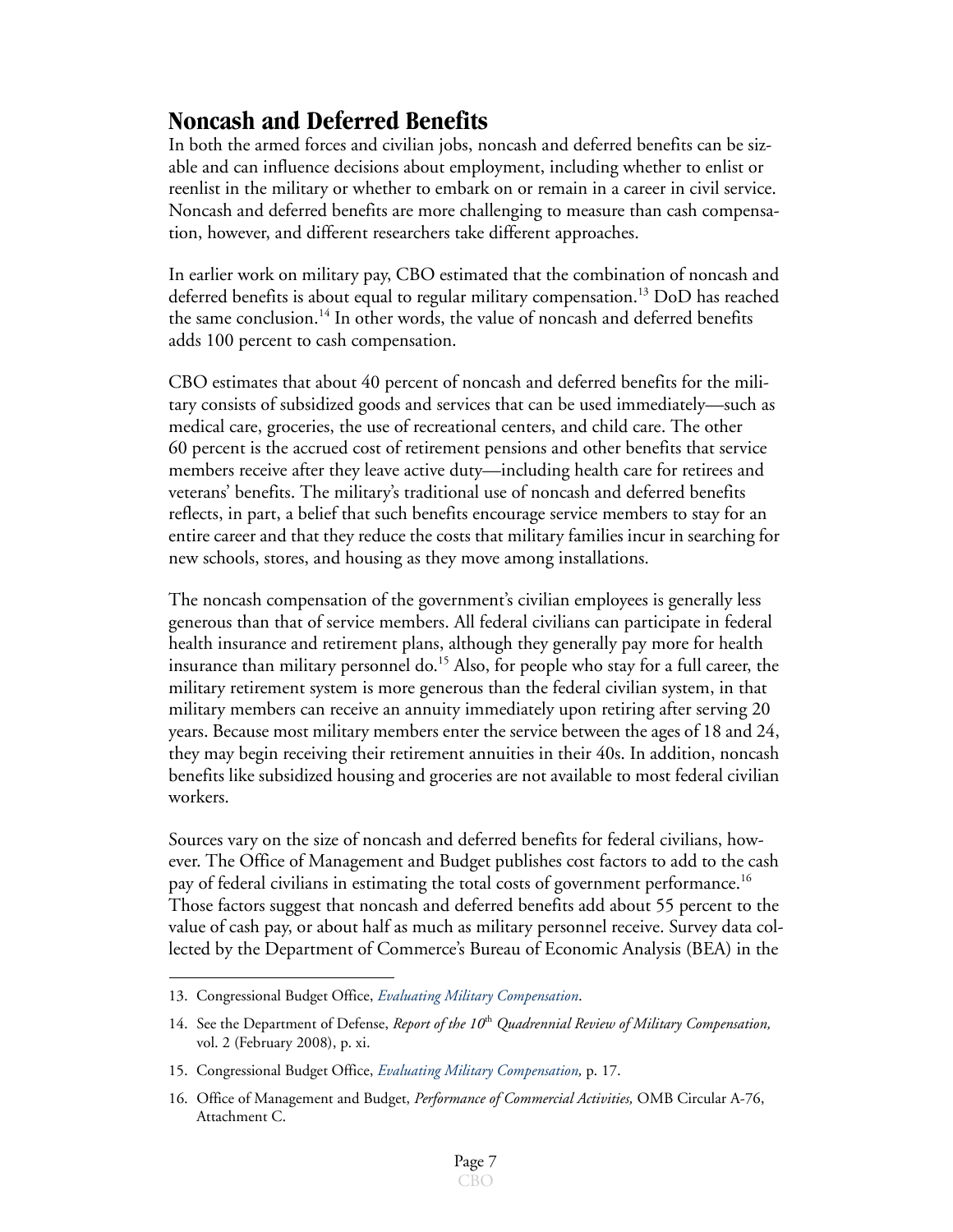## Noncash and Deferred Benefits

In both the armed forces and civilian jobs, noncash and deferred benefits can be sizable and can influence decisions about employment, including whether to enlist or reenlist in the military or whether to embark on or remain in a career in civil service. Noncash and deferred benefits are more challenging to measure than cash compensation, however, and different researchers take different approaches.

In earlier work on military pay, CBO estimated that the combination of noncash and deferred benefits is about equal to regular military compensation.[13] DoD has reached the same conclusion.[14] In other words, the value of noncash and deferred benefits adds 100 percent to cash compensation.

CBO estimates that about 40 percent of noncash and deferred benefits for the military consists of subsidized goods and services that can be used immediately—such as medical care, groceries, the use of recreational centers, and child care. The other 60 percent is the accrued cost of retirement pensions and other benefits that service members receive after they leave active duty—including health care for retirees and veterans' benefits. The military's traditional use of noncash and deferred benefits reflects, in part, a belief that such benefits encourage service members to stay for an entire career and that they reduce the costs that military families incur in searching for new schools, stores, and housing as they move among installations.

The noncash compensation of the government's civilian employees is generally less generous than that of service members. All federal civilians can participate in federal health insurance and retirement plans, although they generally pay more for health insurance than military personnel do.[15] Also, for people who stay for a full career, the military retirement system is more generous than the federal civilian system, in that military members can receive an annuity immediately upon retiring after serving 20 years. Because most military members enter the service between the ages of 18 and 24, they may begin receiving their retirement annuities in their 40s. In addition, noncash benefits like subsidized housing and groceries are not available to most federal civilian workers.

Sources vary on the size of noncash and deferred benefits for federal civilians, however. The Office of Management and Budget publishes cost factors to add to the cash pay of federal civilians in estimating the total costs of government performance.[16] Those factors suggest that noncash and deferred benefits add about 55 percent to the value of cash pay, or about half as much as military personnel receive. Survey data collected by the Department of Commerce's Bureau of Economic Analysis (BEA) in the

---

13. Congressional Budget Office, *Evaluating Military Compensation*.

14. See the Department of Defense, *Report of the 10th Quadrennial Review of Military Compensation,* vol. 2 (February 2008), p. xi.

15. Congressional Budget Office, *Evaluating Military Compensation,* p. 17.

16. Office of Management and Budget, *Performance of Commercial Activities,* OMB Circular A-76, Attachment C.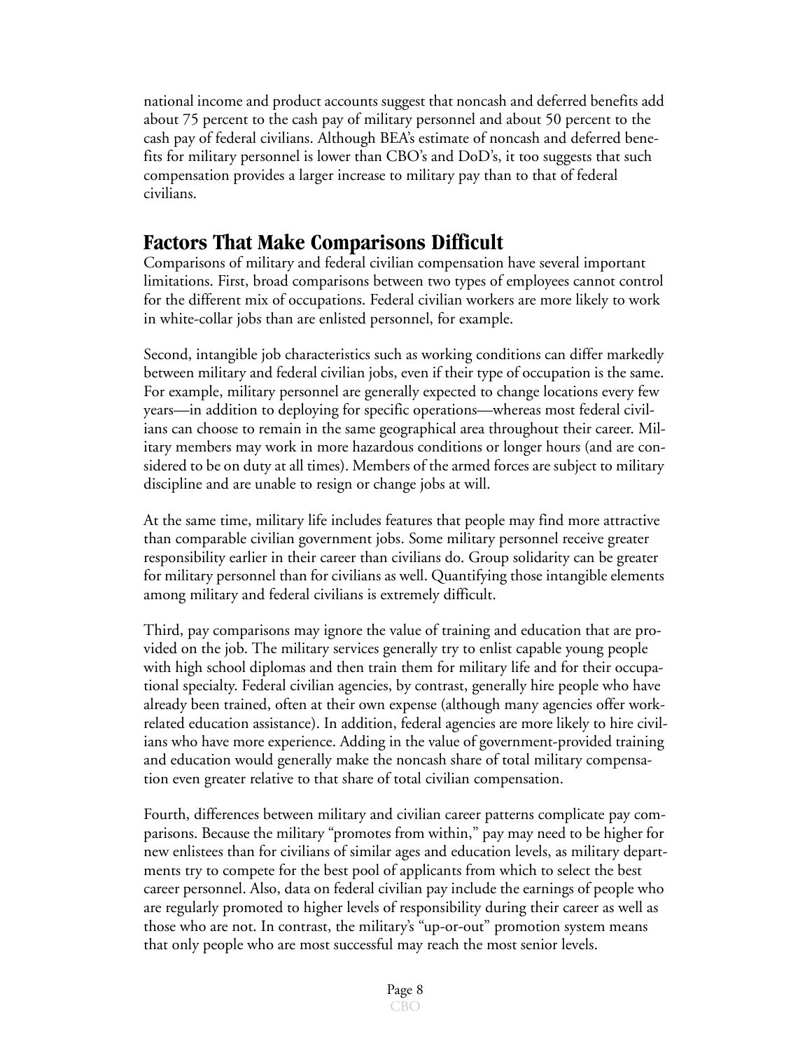national income and product accounts suggest that noncash and deferred benefits add about 75 percent to the cash pay of military personnel and about 50 percent to the cash pay of federal civilians. Although BEA's estimate of noncash and deferred benefits for military personnel is lower than CBO's and DoD's, it too suggests that such compensation provides a larger increase to military pay than to that of federal civilians.

## Factors That Make Comparisons Difficult

Comparisons of military and federal civilian compensation have several important limitations. First, broad comparisons between two types of employees cannot control for the different mix of occupations. Federal civilian workers are more likely to work in white-collar jobs than are enlisted personnel, for example.

Second, intangible job characteristics such as working conditions can differ markedly between military and federal civilian jobs, even if their type of occupation is the same. For example, military personnel are generally expected to change locations every few years—in addition to deploying for specific operations—whereas most federal civilians can choose to remain in the same geographical area throughout their career. Military members may work in more hazardous conditions or longer hours (and are considered to be on duty at all times). Members of the armed forces are subject to military discipline and are unable to resign or change jobs at will.

At the same time, military life includes features that people may find more attractive than comparable civilian government jobs. Some military personnel receive greater responsibility earlier in their career than civilians do. Group solidarity can be greater for military personnel than for civilians as well. Quantifying those intangible elements among military and federal civilians is extremely difficult.

Third, pay comparisons may ignore the value of training and education that are provided on the job. The military services generally try to enlist capable young people with high school diplomas and then train them for military life and for their occupational specialty. Federal civilian agencies, by contrast, generally hire people who have already been trained, often at their own expense (although many agencies offer work-related education assistance). In addition, federal agencies are more likely to hire civilians who have more experience. Adding in the value of government-provided training and education would generally make the noncash share of total military compensation even greater relative to that share of total civilian compensation.

Fourth, differences between military and civilian career patterns complicate pay comparisons. Because the military "promotes from within," pay may need to be higher for new enlistees than for civilians of similar ages and education levels, as military departments try to compete for the best pool of applicants from which to select the best career personnel. Also, data on federal civilian pay include the earnings of people who are regularly promoted to higher levels of responsibility during their career as well as those who are not. In contrast, the military's "up-or-out" promotion system means that only people who are most successful may reach the most senior levels.